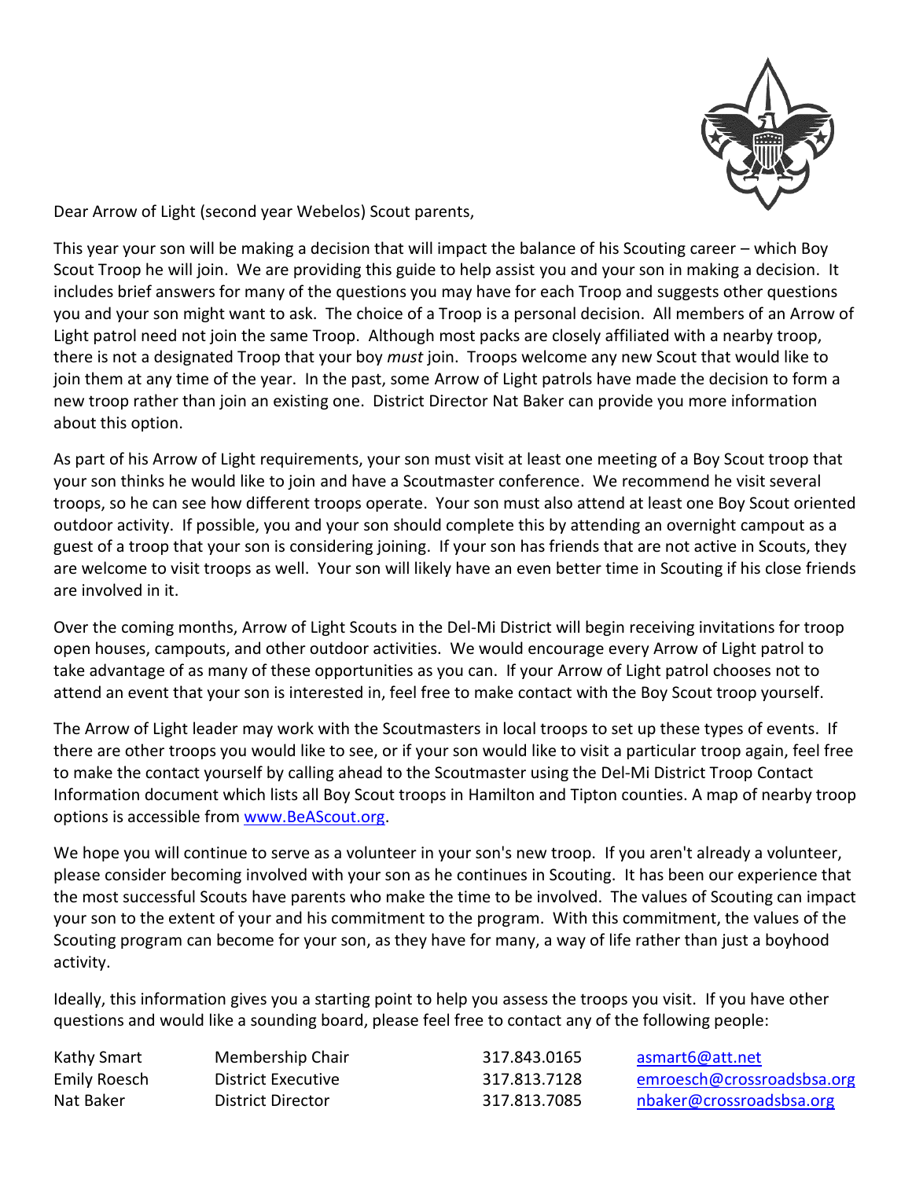Dear Arrow of Light (second year Webelos) Scout parents,

This year your son will be making a decision that will impact the balance of his Scouting career – which Boy Scout Troop he will join. We are providing this guide to help assist you and your son in making a decision. It includes brief answers for many of the questions you may have for each Troop and suggests other questions you and your son might want to ask. The choice of a Troop is a personal decision. All members of an Arrow of Light patrol need not join the same Troop. Although most packs are closely affiliated with a nearby troop, there is not a designated Troop that your boy *must* join. Troops welcome any new Scout that would like to join them at any time of the year. In the past, some Arrow of Light patrols have made the decision to form a new troop rather than join an existing one. District Director Nat Baker can provide you more information about this option.

As part of his Arrow of Light requirements, your son must visit at least one meeting of a Boy Scout troop that your son thinks he would like to join and have a Scoutmaster conference. We recommend he visit several troops, so he can see how different troops operate. Your son must also attend at least one Boy Scout oriented outdoor activity. If possible, you and your son should complete this by attending an overnight campout as a guest of a troop that your son is considering joining. If your son has friends that are not active in Scouts, they are welcome to visit troops as well. Your son will likely have an even better time in Scouting if his close friends are involved in it.

Over the coming months, Arrow of Light Scouts in the Del-Mi District will begin receiving invitations for troop open houses, campouts, and other outdoor activities. We would encourage every Arrow of Light patrol to take advantage of as many of these opportunities as you can. If your Arrow of Light patrol chooses not to attend an event that your son is interested in, feel free to make contact with the Boy Scout troop yourself.

The Arrow of Light leader may work with the Scoutmasters in local troops to set up these types of events. If there are other troops you would like to see, or if your son would like to visit a particular troop again, feel free to make the contact yourself by calling ahead to the Scoutmaster using the Del-Mi District Troop Contact Information document which lists all Boy Scout troops in Hamilton and Tipton counties. A map of nearby troop options is accessible from [www.BeAScout.org](http://www.BeAScout.org).

We hope you will continue to serve as a volunteer in your son's new troop. If you aren't already a volunteer, please consider becoming involved with your son as he continues in Scouting. It has been our experience that the most successful Scouts have parents who make the time to be involved. The values of Scouting can impact your son to the extent of your and his commitment to the program. With this commitment, the values of the Scouting program can become for your son, as they have for many, a way of life rather than just a boyhood activity.

Ideally, this information gives you a starting point to help you assess the troops you visit. If you have other questions and would like a sounding board, please feel free to contact any of the following people:

| | | | |
|---|---|---|---|
| Kathy Smart | Membership Chair | 317.843.0165 | asmart6@att.net |
| Emily Roesch | District Executive | 317.813.7128 | emroesch@crossroadsbsa.org |
| Nat Baker | District Director | 317.813.7085 | nbaker@crossroadsbsa.org |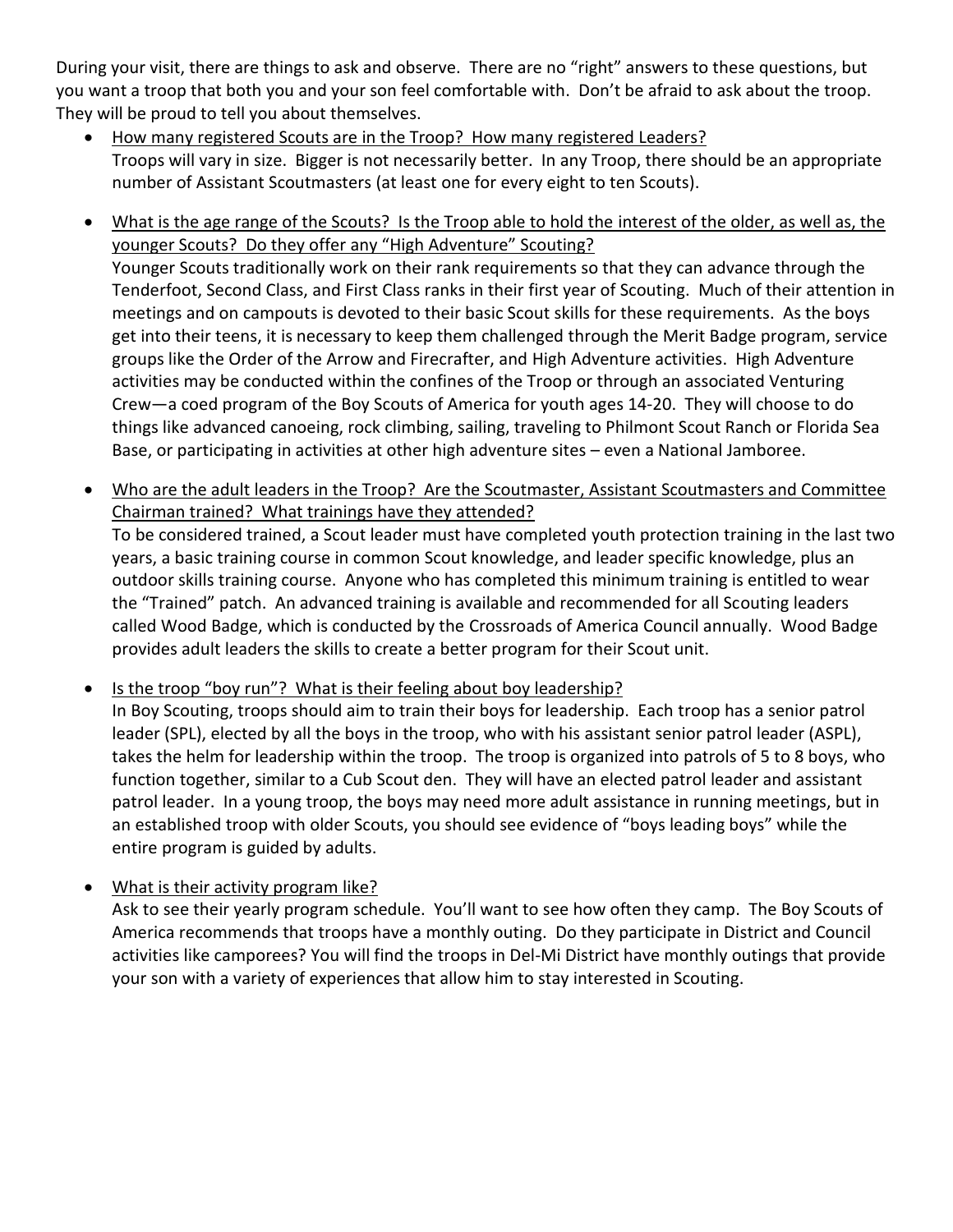During your visit, there are things to ask and observe. There are no "right" answers to these questions, but you want a troop that both you and your son feel comfortable with. Don't be afraid to ask about the troop. They will be proud to tell you about themselves.

- <u>How many registered Scouts are in the Troop? How many registered Leaders?</u>
  Troops will vary in size. Bigger is not necessarily better. In any Troop, there should be an appropriate number of Assistant Scoutmasters (at least one for every eight to ten Scouts).

- <u>What is the age range of the Scouts? Is the Troop able to hold the interest of the older, as well as, the younger Scouts? Do they offer any "High Adventure" Scouting?</u>
  Younger Scouts traditionally work on their rank requirements so that they can advance through the Tenderfoot, Second Class, and First Class ranks in their first year of Scouting. Much of their attention in meetings and on campouts is devoted to their basic Scout skills for these requirements. As the boys get into their teens, it is necessary to keep them challenged through the Merit Badge program, service groups like the Order of the Arrow and Firecrafter, and High Adventure activities. High Adventure activities may be conducted within the confines of the Troop or through an associated Venturing Crew—a coed program of the Boy Scouts of America for youth ages 14-20. They will choose to do things like advanced canoeing, rock climbing, sailing, traveling to Philmont Scout Ranch or Florida Sea Base, or participating in activities at other high adventure sites – even a National Jamboree.

- <u>Who are the adult leaders in the Troop? Are the Scoutmaster, Assistant Scoutmasters and Committee Chairman trained? What trainings have they attended?</u>
  To be considered trained, a Scout leader must have completed youth protection training in the last two years, a basic training course in common Scout knowledge, and leader specific knowledge, plus an outdoor skills training course. Anyone who has completed this minimum training is entitled to wear the "Trained" patch. An advanced training is available and recommended for all Scouting leaders called Wood Badge, which is conducted by the Crossroads of America Council annually. Wood Badge provides adult leaders the skills to create a better program for their Scout unit.

- <u>Is the troop "boy run"? What is their feeling about boy leadership?</u>
  In Boy Scouting, troops should aim to train their boys for leadership. Each troop has a senior patrol leader (SPL), elected by all the boys in the troop, who with his assistant senior patrol leader (ASPL), takes the helm for leadership within the troop. The troop is organized into patrols of 5 to 8 boys, who function together, similar to a Cub Scout den. They will have an elected patrol leader and assistant patrol leader. In a young troop, the boys may need more adult assistance in running meetings, but in an established troop with older Scouts, you should see evidence of "boys leading boys" while the entire program is guided by adults.

- <u>What is their activity program like?</u>
  Ask to see their yearly program schedule. You'll want to see how often they camp. The Boy Scouts of America recommends that troops have a monthly outing. Do they participate in District and Council activities like camporees? You will find the troops in Del-Mi District have monthly outings that provide your son with a variety of experiences that allow him to stay interested in Scouting.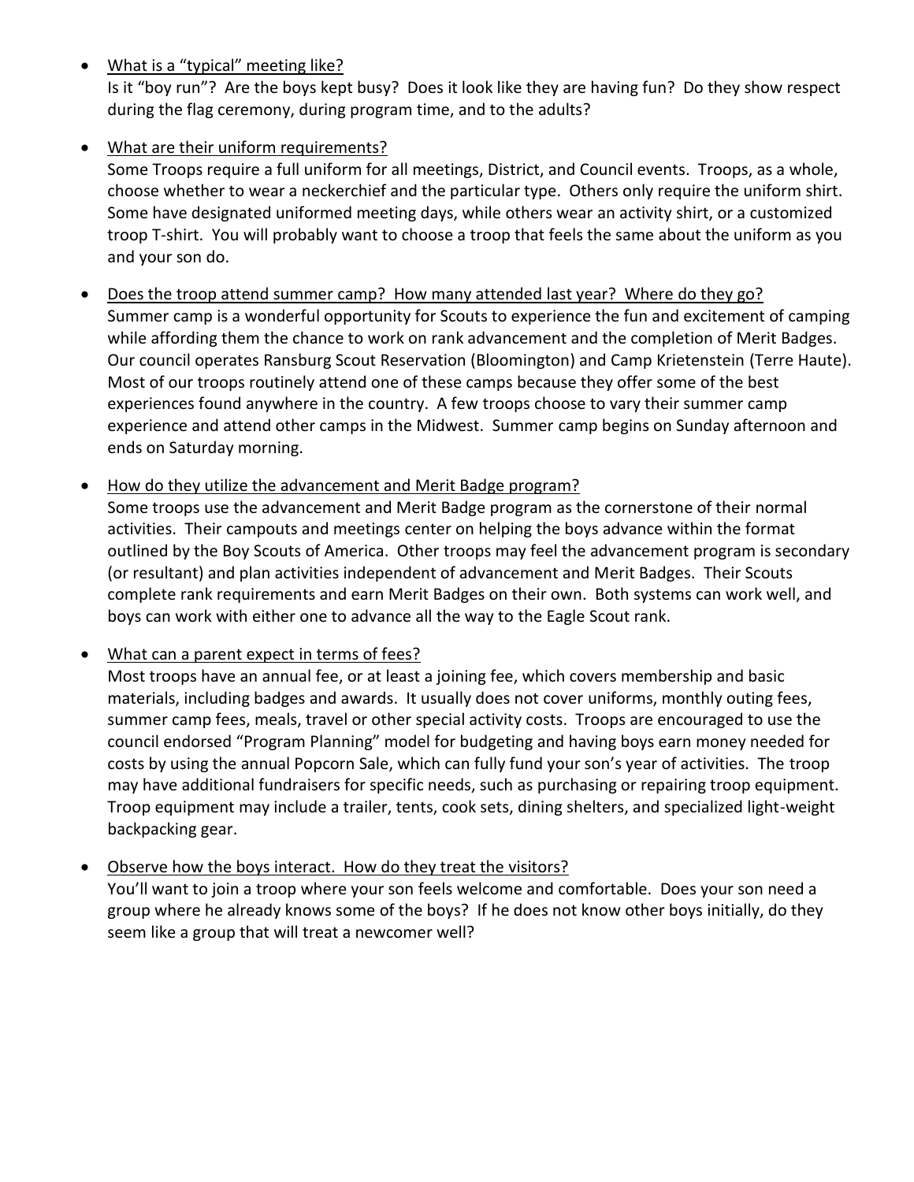- <u>What is a “typical” meeting like?</u>
  Is it “boy run”? Are the boys kept busy? Does it look like they are having fun? Do they show respect during the flag ceremony, during program time, and to the adults?

- <u>What are their uniform requirements?</u>
  Some Troops require a full uniform for all meetings, District, and Council events. Troops, as a whole, choose whether to wear a neckerchief and the particular type. Others only require the uniform shirt. Some have designated uniformed meeting days, while others wear an activity shirt, or a customized troop T-shirt. You will probably want to choose a troop that feels the same about the uniform as you and your son do.

- <u>Does the troop attend summer camp? How many attended last year? Where do they go?</u>
  Summer camp is a wonderful opportunity for Scouts to experience the fun and excitement of camping while affording them the chance to work on rank advancement and the completion of Merit Badges. Our council operates Ransburg Scout Reservation (Bloomington) and Camp Krietenstein (Terre Haute). Most of our troops routinely attend one of these camps because they offer some of the best experiences found anywhere in the country. A few troops choose to vary their summer camp experience and attend other camps in the Midwest. Summer camp begins on Sunday afternoon and ends on Saturday morning.

- <u>How do they utilize the advancement and Merit Badge program?</u>
  Some troops use the advancement and Merit Badge program as the cornerstone of their normal activities. Their campouts and meetings center on helping the boys advance within the format outlined by the Boy Scouts of America. Other troops may feel the advancement program is secondary (or resultant) and plan activities independent of advancement and Merit Badges. Their Scouts complete rank requirements and earn Merit Badges on their own. Both systems can work well, and boys can work with either one to advance all the way to the Eagle Scout rank.

- <u>What can a parent expect in terms of fees?</u>
  Most troops have an annual fee, or at least a joining fee, which covers membership and basic materials, including badges and awards. It usually does not cover uniforms, monthly outing fees, summer camp fees, meals, travel or other special activity costs. Troops are encouraged to use the council endorsed “Program Planning” model for budgeting and having boys earn money needed for costs by using the annual Popcorn Sale, which can fully fund your son’s year of activities. The troop may have additional fundraisers for specific needs, such as purchasing or repairing troop equipment. Troop equipment may include a trailer, tents, cook sets, dining shelters, and specialized light-weight backpacking gear.

- <u>Observe how the boys interact. How do they treat the visitors?</u>
  You’ll want to join a troop where your son feels welcome and comfortable. Does your son need a group where he already knows some of the boys? If he does not know other boys initially, do they seem like a group that will treat a newcomer well?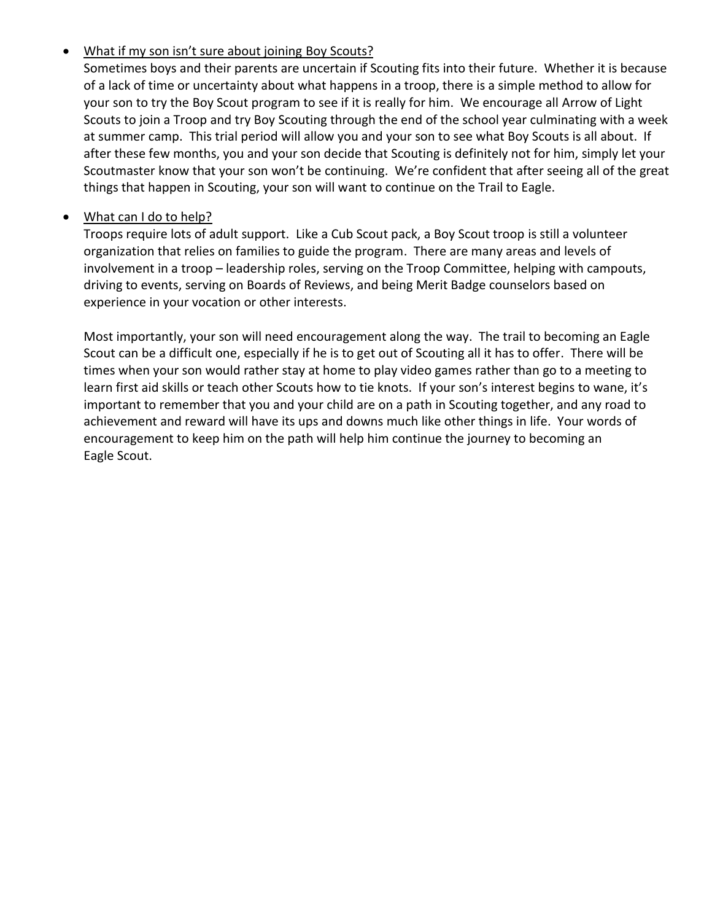- <u>What if my son isn't sure about joining Boy Scouts?</u>
  Sometimes boys and their parents are uncertain if Scouting fits into their future. Whether it is because of a lack of time or uncertainty about what happens in a troop, there is a simple method to allow for your son to try the Boy Scout program to see if it is really for him. We encourage all Arrow of Light Scouts to join a Troop and try Boy Scouting through the end of the school year culminating with a week at summer camp. This trial period will allow you and your son to see what Boy Scouts is all about. If after these few months, you and your son decide that Scouting is definitely not for him, simply let your Scoutmaster know that your son won't be continuing. We're confident that after seeing all of the great things that happen in Scouting, your son will want to continue on the Trail to Eagle.

- <u>What can I do to help?</u>
  Troops require lots of adult support. Like a Cub Scout pack, a Boy Scout troop is still a volunteer organization that relies on families to guide the program. There are many areas and levels of involvement in a troop – leadership roles, serving on the Troop Committee, helping with campouts, driving to events, serving on Boards of Reviews, and being Merit Badge counselors based on experience in your vocation or other interests.

  Most importantly, your son will need encouragement along the way. The trail to becoming an Eagle Scout can be a difficult one, especially if he is to get out of Scouting all it has to offer. There will be times when your son would rather stay at home to play video games rather than go to a meeting to learn first aid skills or teach other Scouts how to tie knots. If your son's interest begins to wane, it's important to remember that you and your child are on a path in Scouting together, and any road to achievement and reward will have its ups and downs much like other things in life. Your words of encouragement to keep him on the path will help him continue the journey to becoming an Eagle Scout.